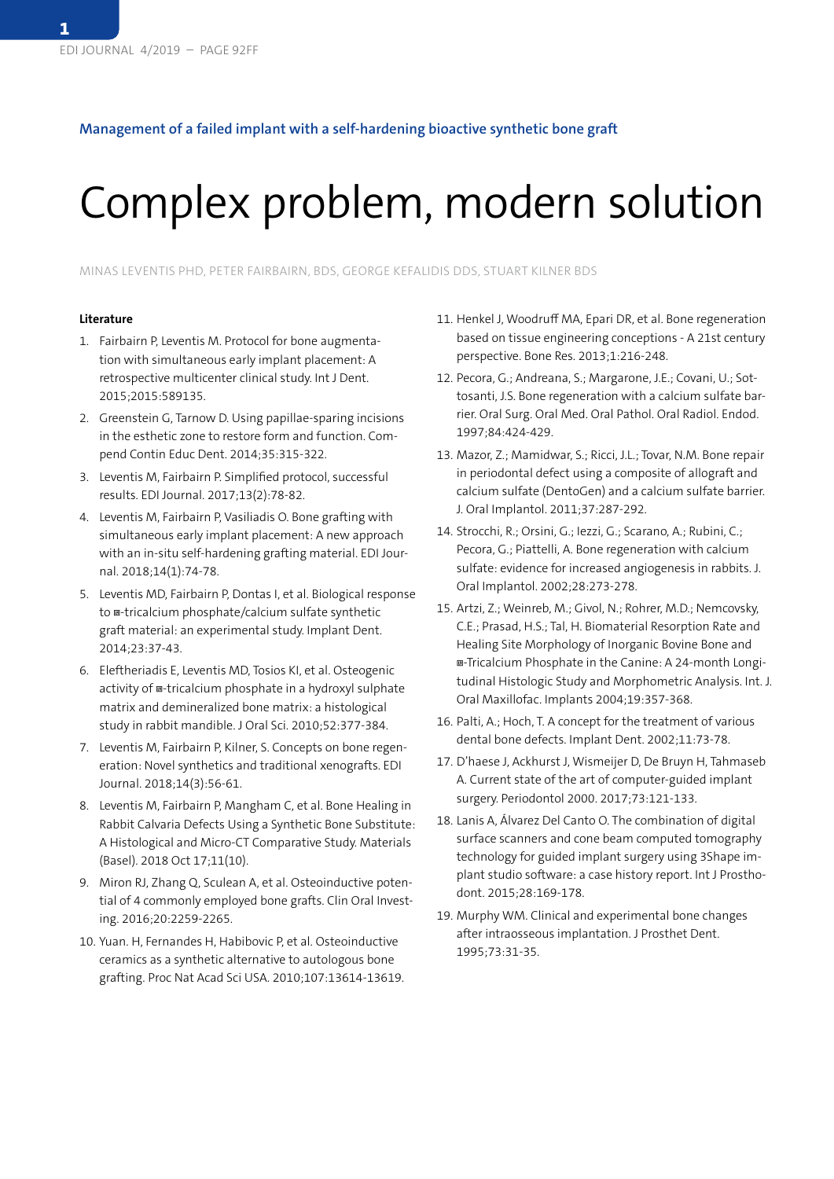Management of a failed implant with a self-hardening bioactive synthetic bone graft

# Complex problem, modern solution

MINAS LEVENTIS PHD, PETER FAIRBAIRN, BDS, GEORGE KEFALIDIS DDS, STUART KILNER BDS

**Literature**

1. Fairbairn P, Leventis M. Protocol for bone augmentation with simultaneous early implant placement: A retrospective multicenter clinical study. Int J Dent. 2015;2015:589135.
2. Greenstein G, Tarnow D. Using papillae-sparing incisions in the esthetic zone to restore form and function. Compend Contin Educ Dent. 2014;35:315-322.
3. Leventis M, Fairbairn P. Simplified protocol, successful results. EDI Journal. 2017;13(2):78-82.
4. Leventis M, Fairbairn P, Vasiliadis O. Bone grafting with simultaneous early implant placement: A new approach with an in-situ self-hardening grafting material. EDI Journal. 2018;14(1):74-78.
5. Leventis MD, Fairbairn P, Dontas I, et al. Biological response to ◘-tricalcium phosphate/calcium sulfate synthetic graft material: an experimental study. Implant Dent. 2014;23:37-43.
6. Eleftheriadis E, Leventis MD, Tosios KI, et al. Osteogenic activity of ◘-tricalcium phosphate in a hydroxyl sulphate matrix and demineralized bone matrix: a histological study in rabbit mandible. J Oral Sci. 2010;52:377-384.
7. Leventis M, Fairbairn P, Kilner, S. Concepts on bone regeneration: Novel synthetics and traditional xenografts. EDI Journal. 2018;14(3):56-61.
8. Leventis M, Fairbairn P, Mangham C, et al. Bone Healing in Rabbit Calvaria Defects Using a Synthetic Bone Substitute: A Histological and Micro-CT Comparative Study. Materials (Basel). 2018 Oct 17;11(10).
9. Miron RJ, Zhang Q, Sculean A, et al. Osteoinductive potential of 4 commonly employed bone grafts. Clin Oral Investing. 2016;20:2259-2265.
10. Yuan. H, Fernandes H, Habibovic P, et al. Osteoinductive ceramics as a synthetic alternative to autologous bone grafting. Proc Nat Acad Sci USA. 2010;107:13614-13619.
11. Henkel J, Woodruff MA, Epari DR, et al. Bone regeneration based on tissue engineering conceptions - A 21st century perspective. Bone Res. 2013;1:216-248.
12. Pecora, G.; Andreana, S.; Margarone, J.E.; Covani, U.; Sottosanti, J.S. Bone regeneration with a calcium sulfate barrier. Oral Surg. Oral Med. Oral Pathol. Oral Radiol. Endod. 1997;84:424-429.
13. Mazor, Z.; Mamidwar, S.; Ricci, J.L.; Tovar, N.M. Bone repair in periodontal defect using a composite of allograft and calcium sulfate (DentoGen) and a calcium sulfate barrier. J. Oral Implantol. 2011;37:287-292.
14. Strocchi, R.; Orsini, G.; Iezzi, G.; Scarano, A.; Rubini, C.; Pecora, G.; Piattelli, A. Bone regeneration with calcium sulfate: evidence for increased angiogenesis in rabbits. J. Oral Implantol. 2002;28:273-278.
15. Artzi, Z.; Weinreb, M.; Givol, N.; Rohrer, M.D.; Nemcovsky, C.E.; Prasad, H.S.; Tal, H. Biomaterial Resorption Rate and Healing Site Morphology of Inorganic Bovine Bone and ◘-Tricalcium Phosphate in the Canine: A 24-month Longitudinal Histologic Study and Morphometric Analysis. Int. J. Oral Maxillofac. Implants 2004;19:357-368.
16. Palti, A.; Hoch, T. A concept for the treatment of various dental bone defects. Implant Dent. 2002;11:73-78.
17. D'haese J, Ackhurst J, Wismeijer D, De Bruyn H, Tahmaseb A. Current state of the art of computer-guided implant surgery. Periodontol 2000. 2017;73:121-133.
18. Lanis A, Álvarez Del Canto O. The combination of digital surface scanners and cone beam computed tomography technology for guided implant surgery using 3Shape implant studio software: a case history report. Int J Prosthodont. 2015;28:169-178.
19. Murphy WM. Clinical and experimental bone changes after intraosseous implantation. J Prosthet Dent. 1995;73:31-35.